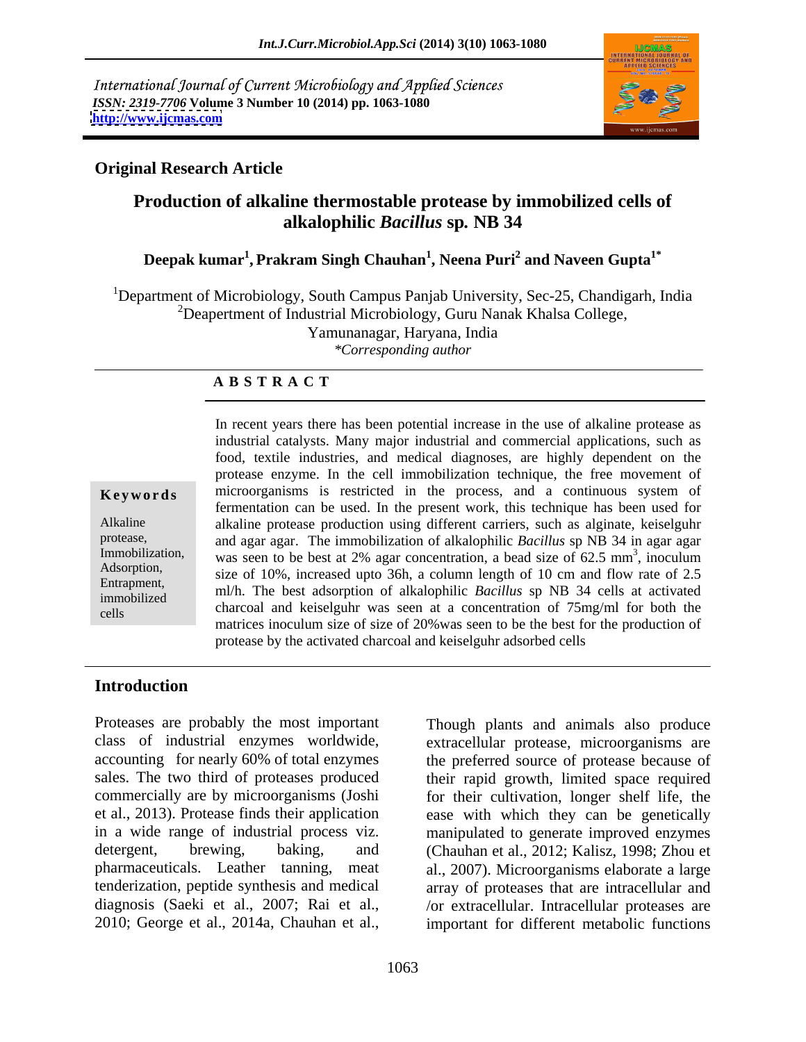International Journal of Current Microbiology and Applied Sciences
*ISSN: 2319-7706* **Volume 3 Number 10 (2014) pp. 1063-1080**
**http://www.ijcmas.com**

**Original Research Article**

# Production of alkaline thermostable protease by immobilized cells of alkalophilic *Bacillus* sp. NB 34

**Deepak kumar[1], Prakram Singh Chauhan[1], Neena Puri[2] and Naveen Gupta[1*]**

[1]Department of Microbiology, South Campus Panjab University, Sec-25, Chandigarh, India
[2]Deapertment of Industrial Microbiology, Guru Nanak Khalsa College, Yamunanagar, Haryana, India
*\*Corresponding author*

## A B S T R A C T

**Keywords**

Alkaline protease, Immobilization, Adsorption, Entrapment, immobilized cells

In recent years there has been potential increase in the use of alkaline protease as industrial catalysts. Many major industrial and commercial applications, such as food, textile industries, and medical diagnoses, are highly dependent on the protease enzyme. In the cell immobilization technique, the free movement of microorganisms is restricted in the process, and a continuous system of fermentation can be used. In the present work, this technique has been used for alkaline protease production using different carriers, such as alginate, keiselguhr and agar agar. The immobilization of alkalophilic *Bacillus* sp NB 34 in agar agar was seen to be best at 2% agar concentration, a bead size of 62.5 $mm^3$, inoculum size of 10%, increased upto 36h, a column length of 10 cm and flow rate of 2.5 ml/h. The best adsorption of alkalophilic *Bacillus* sp NB 34 cells at activated charcoal and keiselguhr was seen at a concentration of 75mg/ml for both the matrices inoculum size of size of 20%was seen to be the best for the production of protease by the activated charcoal and keiselguhr adsorbed cells

## Introduction

Proteases are probably the most important class of industrial enzymes worldwide, accounting for nearly 60% of total enzymes sales. The two third of proteases produced commercially are by microorganisms (Joshi et al., 2013). Protease finds their application in a wide range of industrial process viz. detergent, brewing, baking, and pharmaceuticals. Leather tanning, meat tenderization, peptide synthesis and medical diagnosis (Saeki et al., 2007; Rai et al., 2010; George et al., 2014a, Chauhan et al., Though plants and animals also produce extracellular protease, microorganisms are the preferred source of protease because of their rapid growth, limited space required for their cultivation, longer shelf life, the ease with which they can be genetically manipulated to generate improved enzymes (Chauhan et al., 2012; Kalisz, 1998; Zhou et al., 2007). Microorganisms elaborate a large array of proteases that are intracellular and /or extracellular. Intracellular proteases are important for different metabolic functions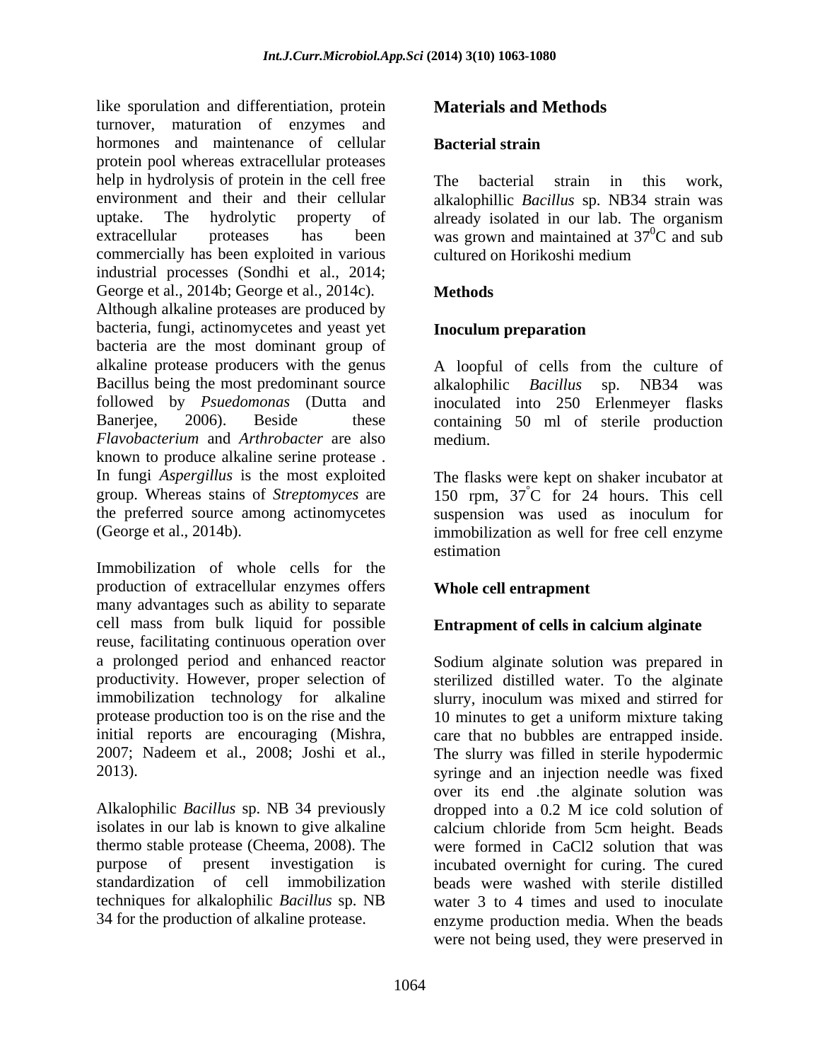like sporulation and differentiation, protein turnover, maturation of enzymes and hormones and maintenance of cellular protein pool whereas extracellular proteases help in hydrolysis of protein in the cell free environment and their and their cellular uptake. The hydrolytic property of extracellular proteases has been commercially has been exploited in various industrial processes (Sondhi et al., 2014; George et al., 2014b; George et al., 2014c). Although alkaline proteases are produced by bacteria, fungi, actinomycetes and yeast yet bacteria are the most dominant group of alkaline protease producers with the genus Bacillus being the most predominant source followed by *Psuedomonas* (Dutta and Banerjee, 2006). Beside these *Flavobacterium* and *Arthrobacter* are also known to produce alkaline serine protease . In fungi *Aspergillus* is the most exploited group. Whereas stains of *Streptomyces* are the preferred source among actinomycetes (George et al., 2014b).

Immobilization of whole cells for the production of extracellular enzymes offers many advantages such as ability to separate cell mass from bulk liquid for possible reuse, facilitating continuous operation over a prolonged period and enhanced reactor productivity. However, proper selection of immobilization technology for alkaline protease production too is on the rise and the initial reports are encouraging (Mishra, 2007; Nadeem et al., 2008; Joshi et al., 2013).

Alkalophilic *Bacillus* sp. NB 34 previously isolates in our lab is known to give alkaline thermo stable protease (Cheema, 2008). The purpose of present investigation is standardization of cell immobilization techniques for alkalophilic *Bacillus* sp. NB 34 for the production of alkaline protease.

## Materials and Methods

### Bacterial strain

The bacterial strain in this work, alkalophillic *Bacillus* sp. NB34 strain was already isolated in our lab. The organism was grown and maintained at $37^0$C and sub cultured on Horikoshi medium

### Methods

#### Inoculum preparation

A loopful of cells from the culture of alkalophilic *Bacillus* sp. NB34 was inoculated into 250 Erlenmeyer flasks containing 50 ml of sterile production medium.

The flasks were kept on shaker incubator at 150 rpm, $37^{\circ}$C for 24 hours. This cell suspension was used as inoculum for immobilization as well for free cell enzyme estimation

#### Whole cell entrapment

#### Entrapment of cells in calcium alginate

Sodium alginate solution was prepared in sterilized distilled water. To the alginate slurry, inoculum was mixed and stirred for 10 minutes to get a uniform mixture taking care that no bubbles are entrapped inside. The slurry was filled in sterile hypodermic syringe and an injection needle was fixed over its end .the alginate solution was dropped into a 0.2 M ice cold solution of calcium chloride from 5cm height. Beads were formed in $CaCl_2$ solution that was incubated overnight for curing. The cured beads were washed with sterile distilled water 3 to 4 times and used to inoculate enzyme production media. When the beads were not being used, they were preserved in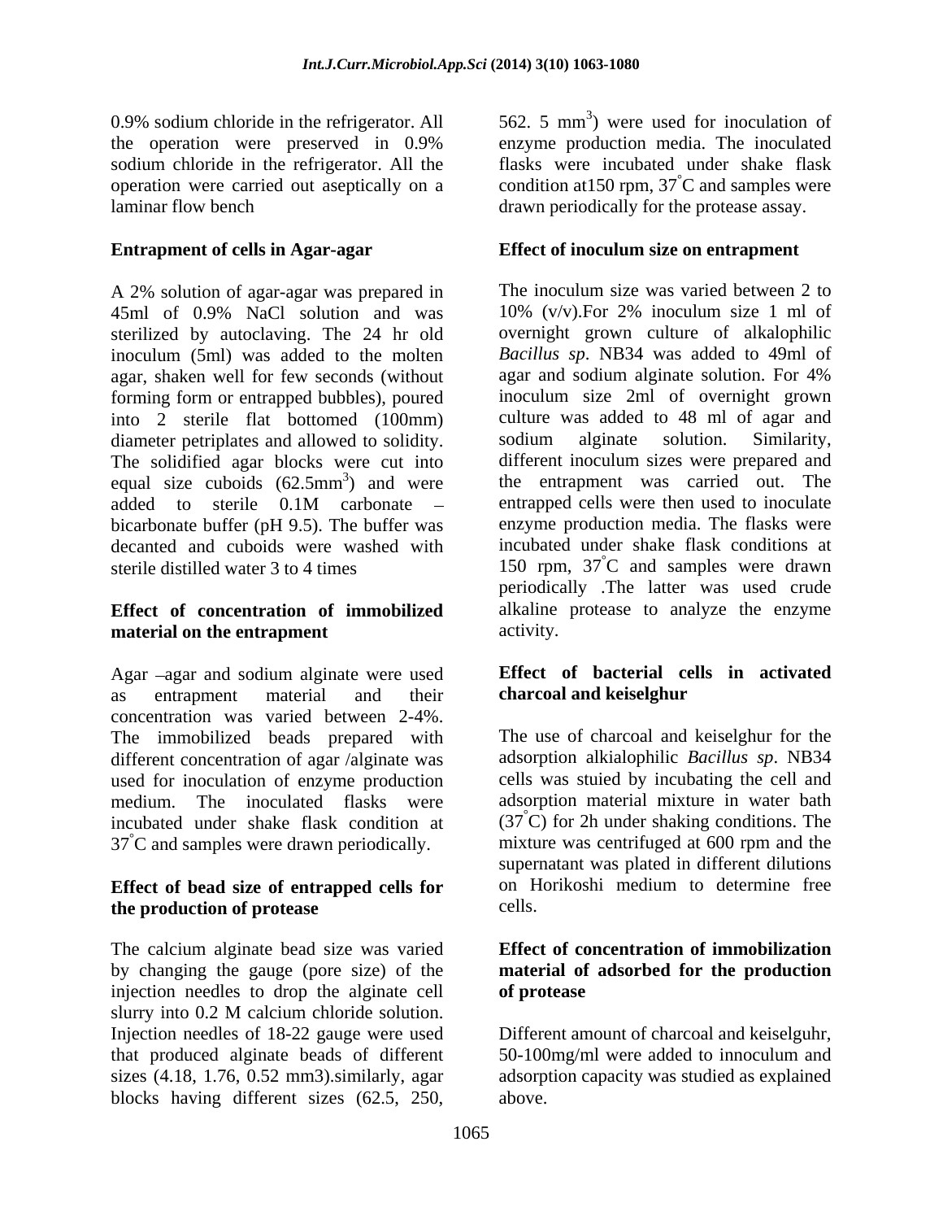0.9% sodium chloride in the refrigerator. All the operation were preserved in 0.9% sodium chloride in the refrigerator. All the operation were carried out aseptically on a laminar flow bench

### Entrapment of cells in Agar-agar

A 2% solution of agar-agar was prepared in 45ml of 0.9% NaCl solution and was sterilized by autoclaving. The 24 hr old inoculum (5ml) was added to the molten agar, shaken well for few seconds (without forming form or entrapped bubbles), poured into 2 sterile flat bottomed (100mm) diameter petriplates and allowed to solidity. The solidified agar blocks were cut into equal size cuboids ($62.5mm^3$) and were added to sterile 0.1M carbonate – bicarbonate buffer (pH 9.5). The buffer was decanted and cuboids were washed with sterile distilled water 3 to 4 times

### Effect of concentration of immobilized material on the entrapment

Agar –agar and sodium alginate were used as entrapment material and their concentration was varied between 2-4%. The immobilized beads prepared with different concentration of agar /alginate was used for inoculation of enzyme production medium. The inoculated flasks were incubated under shake flask condition at $37^{\circ}$C and samples were drawn periodically.

### Effect of bead size of entrapped cells for the production of protease

The calcium alginate bead size was varied by changing the gauge (pore size) of the injection needles to drop the alginate cell slurry into 0.2 M calcium chloride solution. Injection needles of 18-22 gauge were used that produced alginate beads of different sizes (4.18, 1.76, 0.52 mm3).similarly, agar blocks having different sizes (62.5, 250, 562. 5 $mm^3$) were used for inoculation of enzyme production media. The inoculated flasks were incubated under shake flask condition at150 rpm, $37^{\circ}$C and samples were drawn periodically for the protease assay.

### Effect of inoculum size on entrapment

The inoculum size was varied between 2 to 10% (v/v).For 2% inoculum size 1 ml of overnight grown culture of alkalophilic *Bacillus sp*. NB34 was added to 49ml of agar and sodium alginate solution. For 4% inoculum size 2ml of overnight grown culture was added to 48 ml of agar and sodium alginate solution. Similarity, different inoculum sizes were prepared and the entrapment was carried out. The entrapped cells were then used to inoculate enzyme production media. The flasks were incubated under shake flask conditions at 150 rpm, $37^{\circ}$C and samples were drawn periodically .The latter was used crude alkaline protease to analyze the enzyme activity.

### Effect of bacterial cells in activated charcoal and keiselghur

The use of charcoal and keiselghur for the adsorption alkialophilic *Bacillus sp*. NB34 cells was stuied by incubating the cell and adsorption material mixture in water bath ($37^{\circ}$C) for 2h under shaking conditions. The mixture was centrifuged at 600 rpm and the supernatant was plated in different dilutions on Horikoshi medium to determine free cells.

### Effect of concentration of immobilization material of adsorbed for the production of protease

Different amount of charcoal and keiselguhr, 50-100mg/ml were added to innoculum and adsorption capacity was studied as explained above.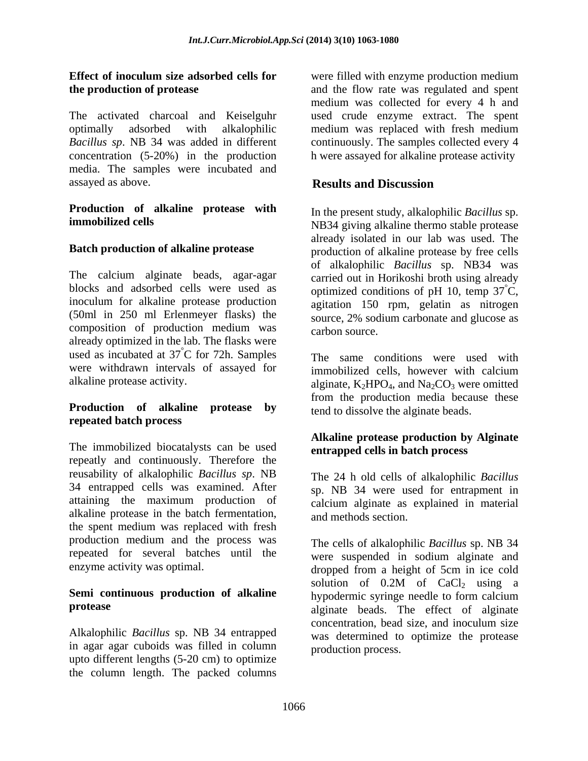**Effect of inoculum size adsorbed cells for the production of protease**

The activated charcoal and Keiselguhr optimally adsorbed with alkalophilic *Bacillus sp*. NB 34 was added in different concentration (5-20%) in the production media. The samples were incubated and assayed as above.

**Production of alkaline protease with immobilized cells**

**Batch production of alkaline protease**

The calcium alginate beads, agar-agar blocks and adsorbed cells were used as inoculum for alkaline protease production (50ml in 250 ml Erlenmeyer flasks) the composition of production medium was already optimized in the lab. The flasks were used as incubated at 37°C for 72h. Samples were withdrawn intervals of assayed for alkaline protease activity.

**Production of alkaline protease by repeated batch process**

The immobilized biocatalysts can be used repeatly and continuously. Therefore the reusability of alkalophilic *Bacillus sp*. NB 34 entrapped cells was examined. After attaining the maximum production of alkaline protease in the batch fermentation, the spent medium was replaced with fresh production medium and the process was repeated for several batches until the enzyme activity was optimal.

**Semi continuous production of alkaline protease**

Alkalophilic *Bacillus* sp. NB 34 entrapped in agar agar cuboids was filled in column upto different lengths (5-20 cm) to optimize the column length. The packed columns were filled with enzyme production medium and the flow rate was regulated and spent medium was collected for every 4 h and used crude enzyme extract. The spent medium was replaced with fresh medium continuously. The samples collected every 4 h were assayed for alkaline protease activity

## Results and Discussion

In the present study, alkalophilic *Bacillus* sp. NB34 giving alkaline thermo stable protease already isolated in our lab was used. The production of alkaline protease by free cells of alkalophilic *Bacillus* sp. NB34 was carried out in Horikoshi broth using already optimized conditions of pH 10, temp 37°C, agitation 150 rpm, gelatin as nitrogen source, 2% sodium carbonate and glucose as carbon source.

The same conditions were used with immobilized cells, however with calcium alginate, $K_2HPO_4$, and $Na_2CO_3$ were omitted from the production media because these tend to dissolve the alginate beads.

**Alkaline protease production by Alginate entrapped cells in batch process**

The 24 h old cells of alkalophilic *Bacillus* sp. NB 34 were used for entrapment in calcium alginate as explained in material and methods section.

The cells of alkalophilic *Bacillus* sp. NB 34 were suspended in sodium alginate and dropped from a height of 5cm in ice cold solution of 0.2M of $CaCl_2$ using a hypodermic syringe needle to form calcium alginate beads. The effect of alginate concentration, bead size, and inoculum size was determined to optimize the protease production process.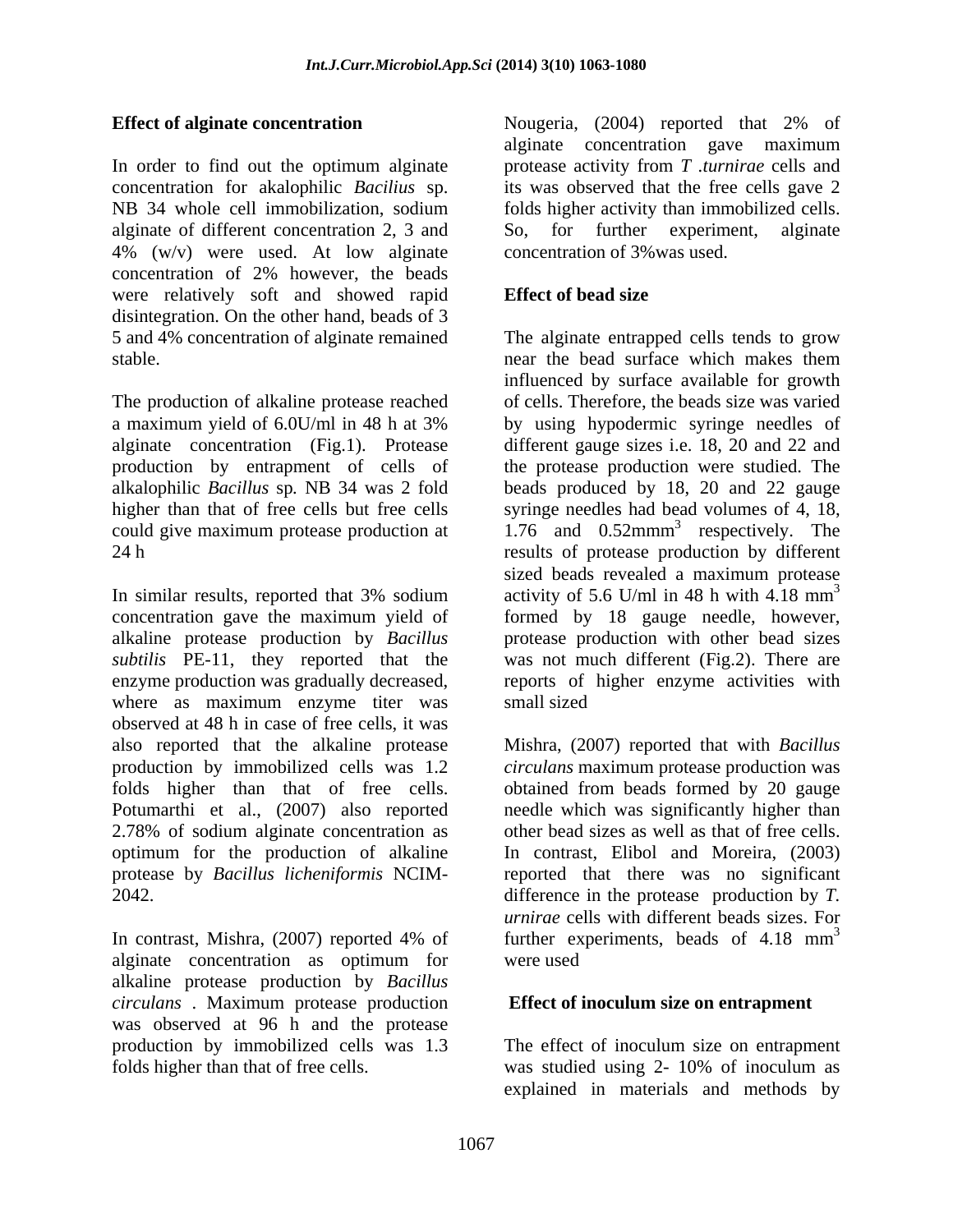**Effect of alginate concentration**

In order to find out the optimum alginate concentration for akalophilic *Bacilius* sp. NB 34 whole cell immobilization, sodium alginate of different concentration 2, 3 and 4% (w/v) were used. At low alginate concentration of 2% however, the beads were relatively soft and showed rapid disintegration. On the other hand, beads of 3 5 and 4% concentration of alginate remained stable.

The production of alkaline protease reached a maximum yield of 6.0U/ml in 48 h at 3% alginate concentration (Fig.1). Protease production by entrapment of cells of alkalophilic *Bacillus* sp*.* NB 34 was 2 fold higher than that of free cells but free cells could give maximum protease production at 24 h

In similar results, reported that 3% sodium concentration gave the maximum yield of alkaline protease production by *Bacillus subtilis* PE-11, they reported that the enzyme production was gradually decreased, where as maximum enzyme titer was observed at 48 h in case of free cells, it was also reported that the alkaline protease production by immobilized cells was 1.2 folds higher than that of free cells. Potumarthi et al., (2007) also reported 2.78% of sodium alginate concentration as optimum for the production of alkaline protease by *Bacillus licheniformis* NCIM-2042.

In contrast, Mishra, (2007) reported 4% of alginate concentration as optimum for alkaline protease production by *Bacillus circulans* . Maximum protease production was observed at 96 h and the protease production by immobilized cells was 1.3 folds higher than that of free cells.

Nougeria, (2004) reported that 2% of alginate concentration gave maximum protease activity from *T .turnirae* cells and its was observed that the free cells gave 2 folds higher activity than immobilized cells. So, for further experiment, alginate concentration of 3%was used.

**Effect of bead size**

The alginate entrapped cells tends to grow near the bead surface which makes them influenced by surface available for growth of cells. Therefore, the beads size was varied by using hypodermic syringe needles of different gauge sizes i.e. 18, 20 and 22 and the protease production were studied. The beads produced by 18, 20 and 22 gauge syringe needles had bead volumes of 4, 18, 1.76 and 0.52mmm$^3$ respectively. The results of protease production by different sized beads revealed a maximum protease activity of 5.6 U/ml in 48 h with 4.18 mm$^3$ formed by 18 gauge needle, however, protease production with other bead sizes was not much different (Fig.2). There are reports of higher enzyme activities with small sized

Mishra, (2007) reported that with *Bacillus circulans* maximum protease production was obtained from beads formed by 20 gauge needle which was significantly higher than other bead sizes as well as that of free cells. In contrast, Elibol and Moreira, (2003) reported that there was no significant difference in the protease production by *T. urnirae* cells with different beads sizes. For further experiments, beads of 4.18 mm$^3$ were used

**Effect of inoculum size on entrapment**

The effect of inoculum size on entrapment was studied using 2- 10% of inoculum as explained in materials and methods by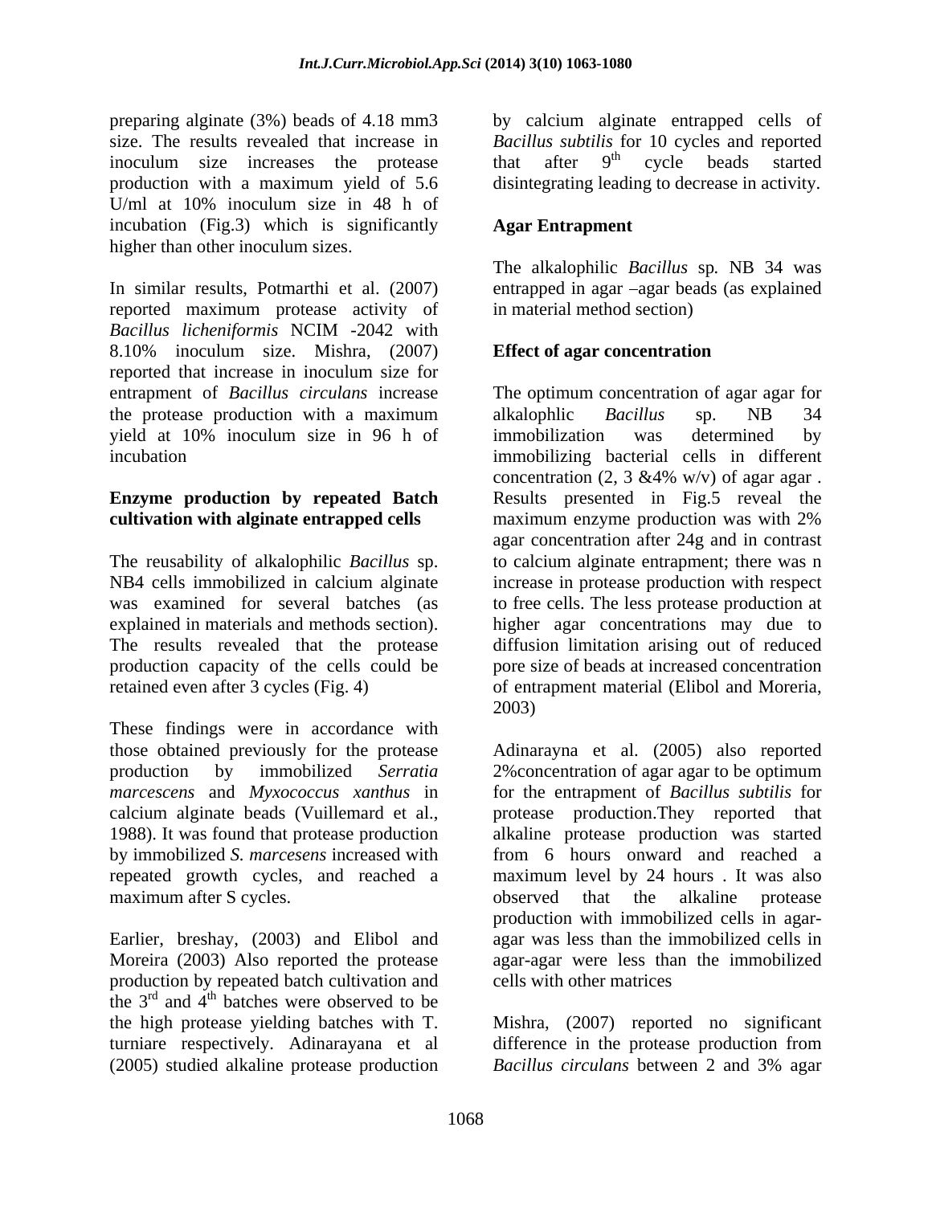preparing alginate (3%) beads of 4.18 mm3 size. The results revealed that increase in inoculum size increases the protease production with a maximum yield of 5.6 U/ml at 10% inoculum size in 48 h of incubation (Fig.3) which is significantly higher than other inoculum sizes.

In similar results, Potmarthi et al. (2007) reported maximum protease activity of *Bacillus licheniformis* NCIM -2042 with 8.10% inoculum size. Mishra, (2007) reported that increase in inoculum size for entrapment of *Bacillus circulans* increase the protease production with a maximum yield at 10% inoculum size in 96 h of incubation

**Enzyme production by repeated Batch cultivation with alginate entrapped cells**

The reusability of alkalophilic *Bacillus* sp. NB4 cells immobilized in calcium alginate was examined for several batches (as explained in materials and methods section). The results revealed that the protease production capacity of the cells could be retained even after 3 cycles (Fig. 4)

These findings were in accordance with those obtained previously for the protease production by immobilized *Serratia marcescens* and *Myxococcus xanthus* in calcium alginate beads (Vuillemard et al., 1988). It was found that protease production by immobilized *S. marcesens* increased with repeated growth cycles, and reached a maximum after S cycles.

Earlier, breshay, (2003) and Elibol and Moreira (2003) Also reported the protease production by repeated batch cultivation and the 3[rd] and 4[th] batches were observed to be the high protease yielding batches with T. turniare respectively. Adinarayana et al (2005) studied alkaline protease production by calcium alginate entrapped cells of *Bacillus subtilis* for 10 cycles and reported that after 9[th] cycle beads started disintegrating leading to decrease in activity.

**Agar Entrapment**

The alkalophilic *Bacillus* sp. NB 34 was entrapped in agar –agar beads (as explained in material method section)

**Effect of agar concentration**

The optimum concentration of agar agar for alkalophlic *Bacillus* sp. NB 34 immobilization was determined by immobilizing bacterial cells in different concentration (2, 3 &4% w/v) of agar agar . Results presented in Fig.5 reveal the maximum enzyme production was with 2% agar concentration after 24g and in contrast to calcium alginate entrapment; there was n increase in protease production with respect to free cells. The less protease production at higher agar concentrations may due to diffusion limitation arising out of reduced pore size of beads at increased concentration of entrapment material (Elibol and Moreria, 2003)

Adinarayna et al. (2005) also reported 2%concentration of agar agar to be optimum for the entrapment of *Bacillus subtilis* for protease production.They reported that alkaline protease production was started from 6 hours onward and reached a maximum level by 24 hours . It was also observed that the alkaline protease production with immobilized cells in agar-agar was less than the immobilized cells in agar-agar were less than the immobilized cells with other matrices

Mishra, (2007) reported no significant difference in the protease production from *Bacillus circulans* between 2 and 3% agar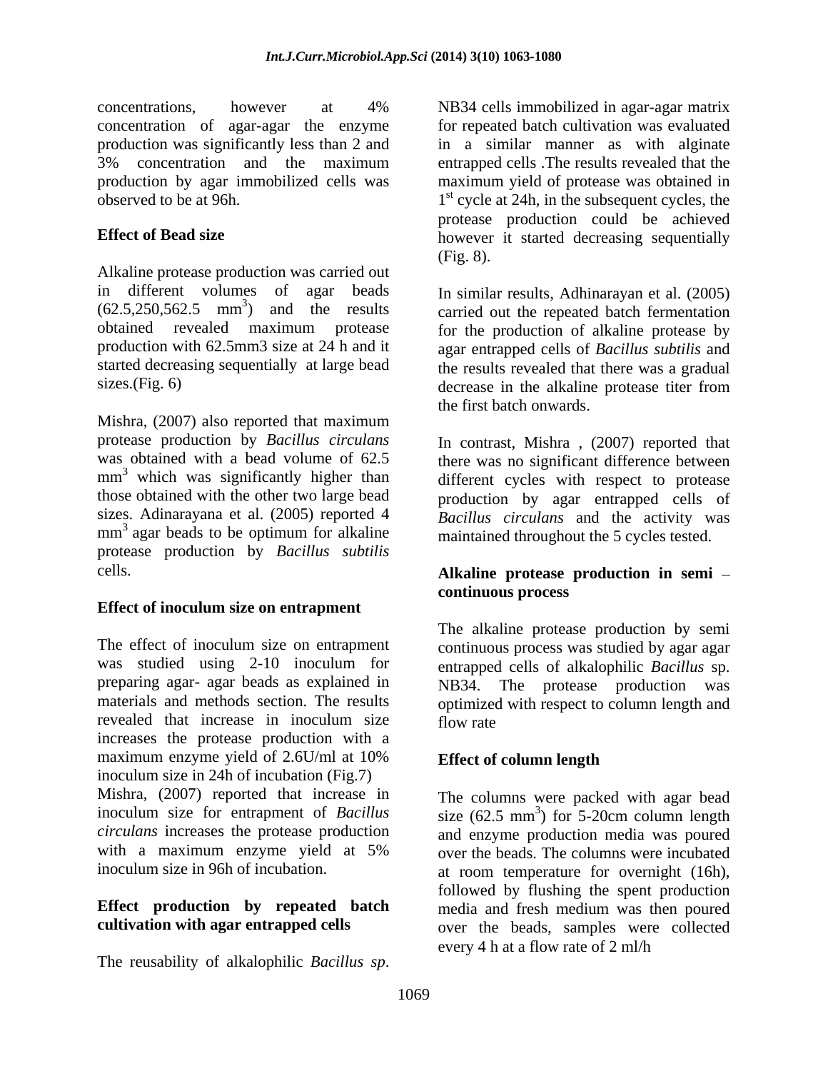concentrations, however at 4% concentration of agar-agar the enzyme production was significantly less than 2 and 3% concentration and the maximum production by agar immobilized cells was observed to be at 96h.

### Effect of Bead size

Alkaline protease production was carried out in different volumes of agar beads (62.5,250,562.5 $mm^3$) and the results obtained revealed maximum protease production with 62.5mm3 size at 24 h and it started decreasing sequentially at large bead sizes.(Fig. 6)

Mishra, (2007) also reported that maximum protease production by *Bacillus circulans* was obtained with a bead volume of 62.5 $mm^3$ which was significantly higher than those obtained with the other two large bead sizes. Adinarayana et al. (2005) reported 4 $mm^3$ agar beads to be optimum for alkaline protease production by *Bacillus subtilis* cells.

### Effect of inoculum size on entrapment

The effect of inoculum size on entrapment was studied using 2-10 inoculum for preparing agar- agar beads as explained in materials and methods section. The results revealed that increase in inoculum size increases the protease production with a maximum enzyme yield of 2.6U/ml at 10% inoculum size in 24h of incubation (Fig.7) Mishra, (2007) reported that increase in inoculum size for entrapment of *Bacillus circulans* increases the protease production with a maximum enzyme yield at 5% inoculum size in 96h of incubation.

### Effect production by repeated batch cultivation with agar entrapped cells

The reusability of alkalophilic *Bacillus sp*. NB34 cells immobilized in agar-agar matrix for repeated batch cultivation was evaluated in a similar manner as with alginate entrapped cells .The results revealed that the maximum yield of protease was obtained in 1st cycle at 24h, in the subsequent cycles, the protease production could be achieved however it started decreasing sequentially (Fig. 8).

In similar results, Adhinarayan et al. (2005) carried out the repeated batch fermentation for the production of alkaline protease by agar entrapped cells of *Bacillus subtilis* and the results revealed that there was a gradual decrease in the alkaline protease titer from the first batch onwards.

In contrast, Mishra , (2007) reported that there was no significant difference between different cycles with respect to protease production by agar entrapped cells of *Bacillus circulans* and the activity was maintained throughout the 5 cycles tested.

### Alkaline protease production in semi – continuous process

The alkaline protease production by semi continuous process was studied by agar agar entrapped cells of alkalophilic *Bacillus* sp. NB34. The protease production was optimized with respect to column length and flow rate

### Effect of column length

The columns were packed with agar bead size (62.5 $mm^3$) for 5-20cm column length and enzyme production media was poured over the beads. The columns were incubated at room temperature for overnight (16h), followed by flushing the spent production media and fresh medium was then poured over the beads, samples were collected every 4 h at a flow rate of 2 ml/h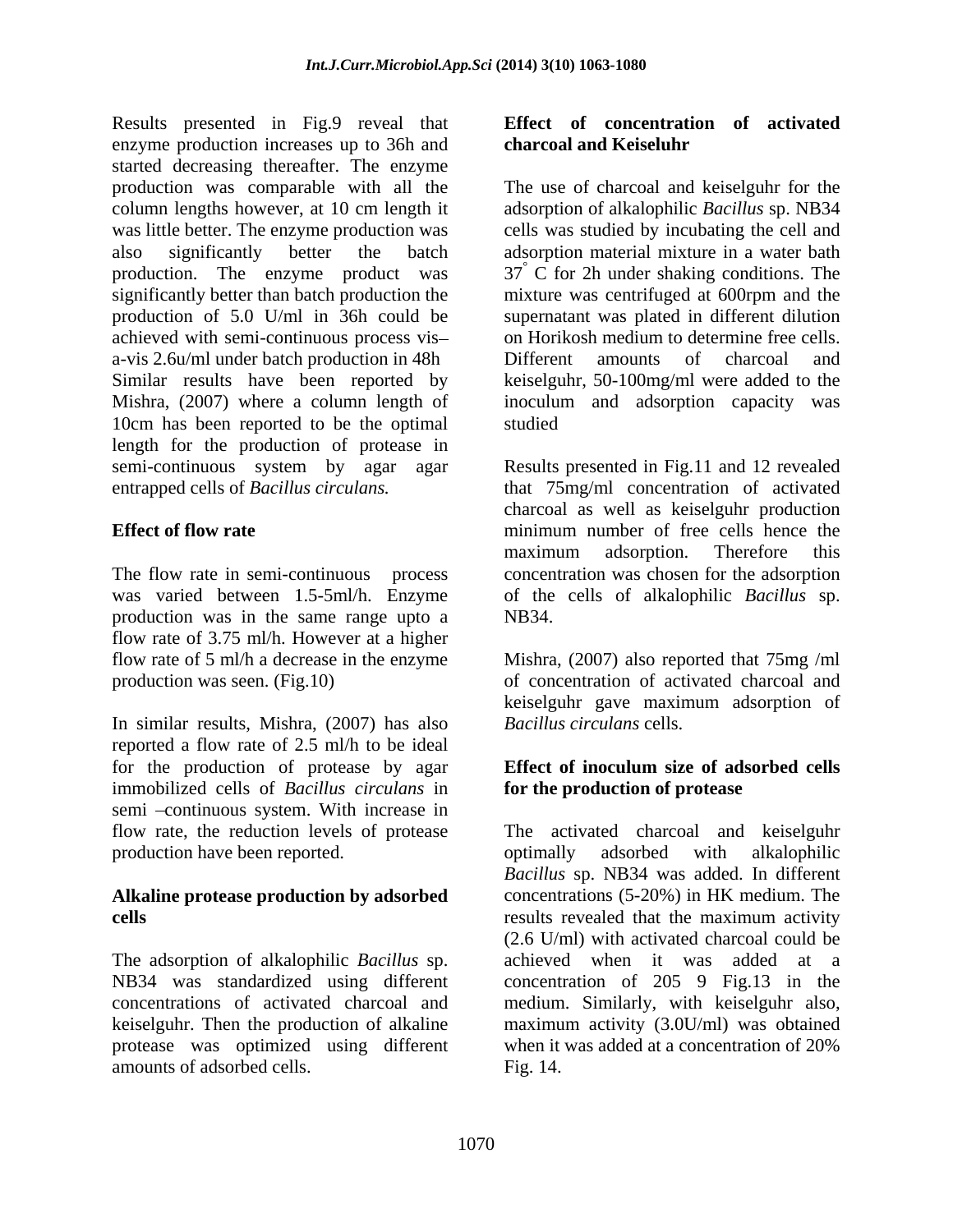Results presented in Fig.9 reveal that enzyme production increases up to 36h and started decreasing thereafter. The enzyme production was comparable with all the column lengths however, at 10 cm length it was little better. The enzyme production was also significantly better the batch production. The enzyme product was significantly better than batch production the production of 5.0 U/ml in 36h could be achieved with semi-continuous process vis–a-vis 2.6u/ml under batch production in 48h Similar results have been reported by Mishra, (2007) where a column length of 10cm has been reported to be the optimal length for the production of protease in semi-continuous system by agar agar entrapped cells of *Bacillus circulans.*

**Effect of flow rate**

The flow rate in semi-continuous process was varied between 1.5-5ml/h. Enzyme production was in the same range upto a flow rate of 3.75 ml/h. However at a higher flow rate of 5 ml/h a decrease in the enzyme production was seen. (Fig.10)

In similar results, Mishra, (2007) has also reported a flow rate of 2.5 ml/h to be ideal for the production of protease by agar immobilized cells of *Bacillus circulans* in semi –continuous system. With increase in flow rate, the reduction levels of protease production have been reported.

**Alkaline protease production by adsorbed cells**

The adsorption of alkalophilic *Bacillus* sp. NB34 was standardized using different concentrations of activated charcoal and keiselguhr. Then the production of alkaline protease was optimized using different amounts of adsorbed cells.

**Effect of concentration of activated charcoal and Keiseluhr**

The use of charcoal and keiselguhr for the adsorption of alkalophilic *Bacillus* sp. NB34 cells was studied by incubating the cell and adsorption material mixture in a water bath $37^{\circ}$ C for 2h under shaking conditions. The mixture was centrifuged at 600rpm and the supernatant was plated in different dilution on Horikosh medium to determine free cells. Different amounts of charcoal and keiselguhr, 50-100mg/ml were added to the inoculum and adsorption capacity was studied

Results presented in Fig.11 and 12 revealed that 75mg/ml concentration of activated charcoal as well as keiselguhr production minimum number of free cells hence the maximum adsorption. Therefore this concentration was chosen for the adsorption of the cells of alkalophilic *Bacillus* sp. NB34.

Mishra, (2007) also reported that 75mg /ml of concentration of activated charcoal and keiselguhr gave maximum adsorption of *Bacillus circulans* cells.

**Effect of inoculum size of adsorbed cells for the production of protease**

The activated charcoal and keiselguhr optimally adsorbed with alkalophilic *Bacillus* sp. NB34 was added. In different concentrations (5-20%) in HK medium. The results revealed that the maximum activity (2.6 U/ml) with activated charcoal could be achieved when it was added at a concentration of 205 9 Fig.13 in the medium. Similarly, with keiselguhr also, maximum activity (3.0U/ml) was obtained when it was added at a concentration of 20% Fig. 14.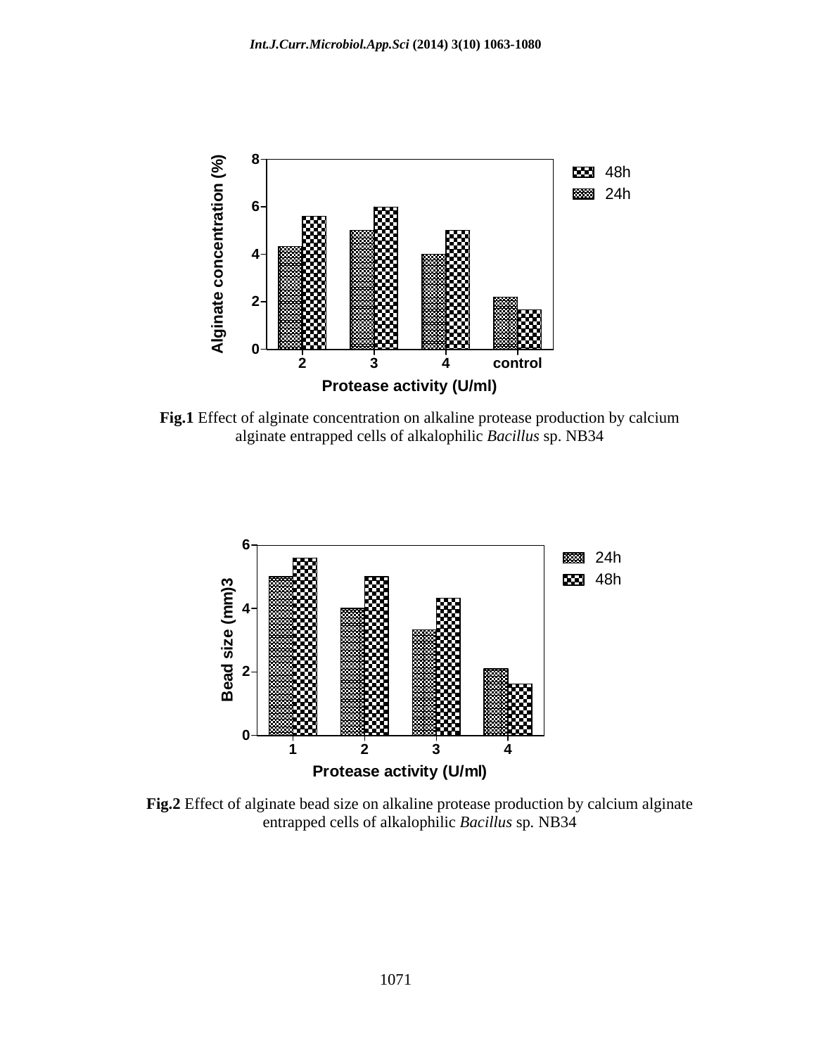**Fig.1** Effect of alginate concentration on alkaline protease production by calcium alginate entrapped cells of alkalophilic *Bacillus* sp. NB34

**Fig.2** Effect of alginate bead size on alkaline protease production by calcium alginate entrapped cells of alkalophilic *Bacillus* sp. NB34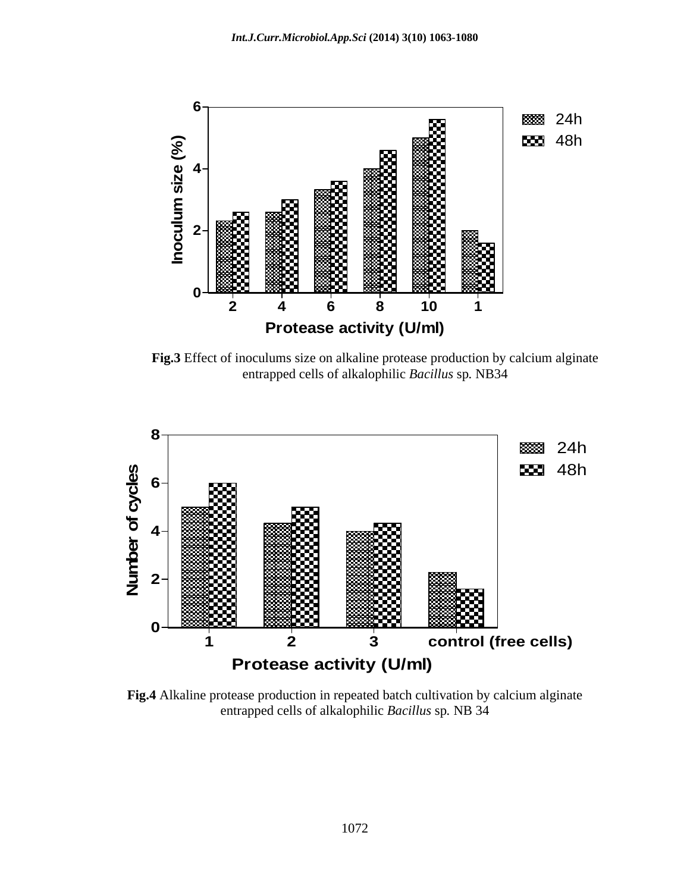**Fig.3** Effect of inoculums size on alkaline protease production by calcium alginate entrapped cells of alkalophilic *Bacillus* sp. NB34

**Fig.4** Alkaline protease production in repeated batch cultivation by calcium alginate entrapped cells of alkalophilic *Bacillus* sp. NB 34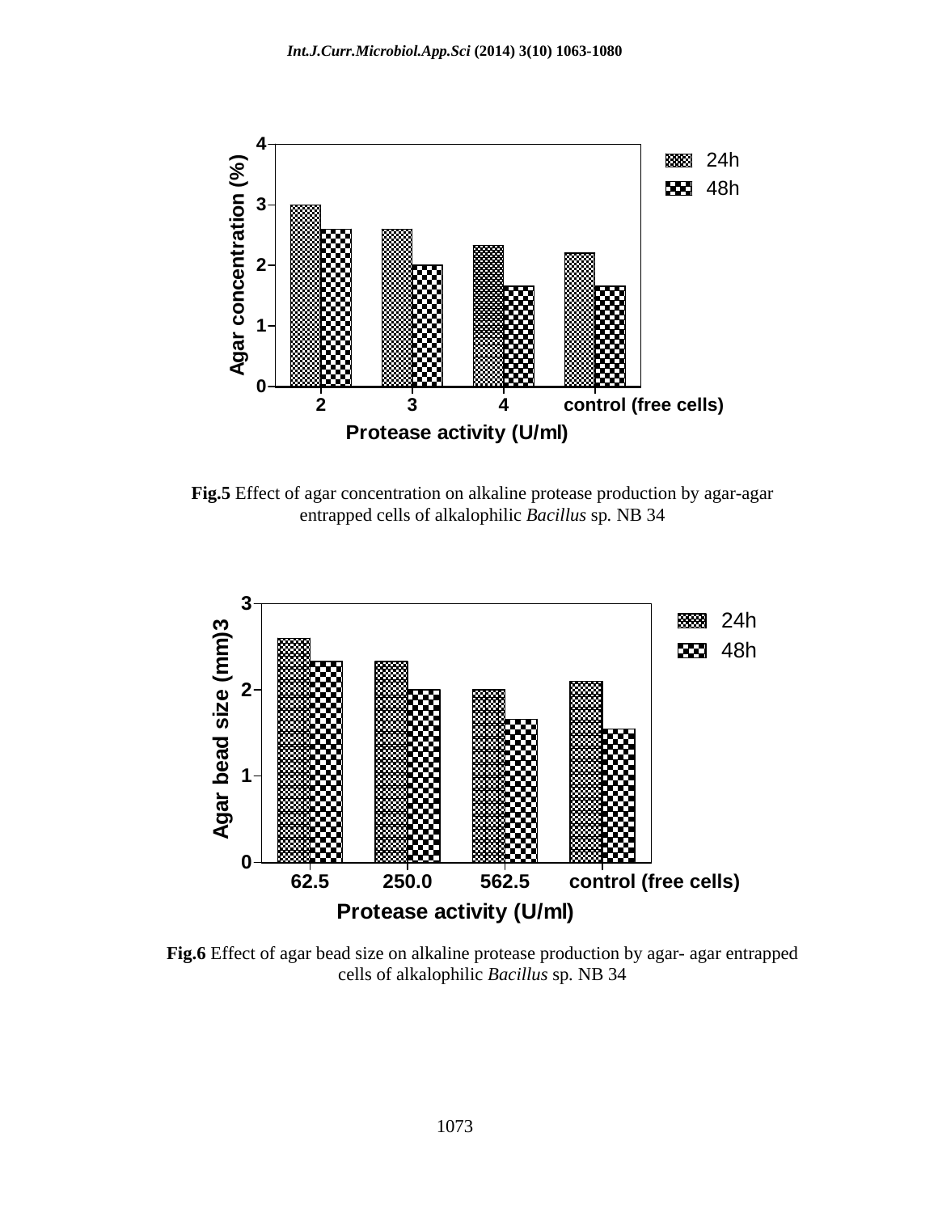**Fig.5** Effect of agar concentration on alkaline protease production by agar-agar entrapped cells of alkalophilic *Bacillus* sp. NB 34

**Fig.6** Effect of agar bead size on alkaline protease production by agar- agar entrapped cells of alkalophilic *Bacillus* sp. NB 34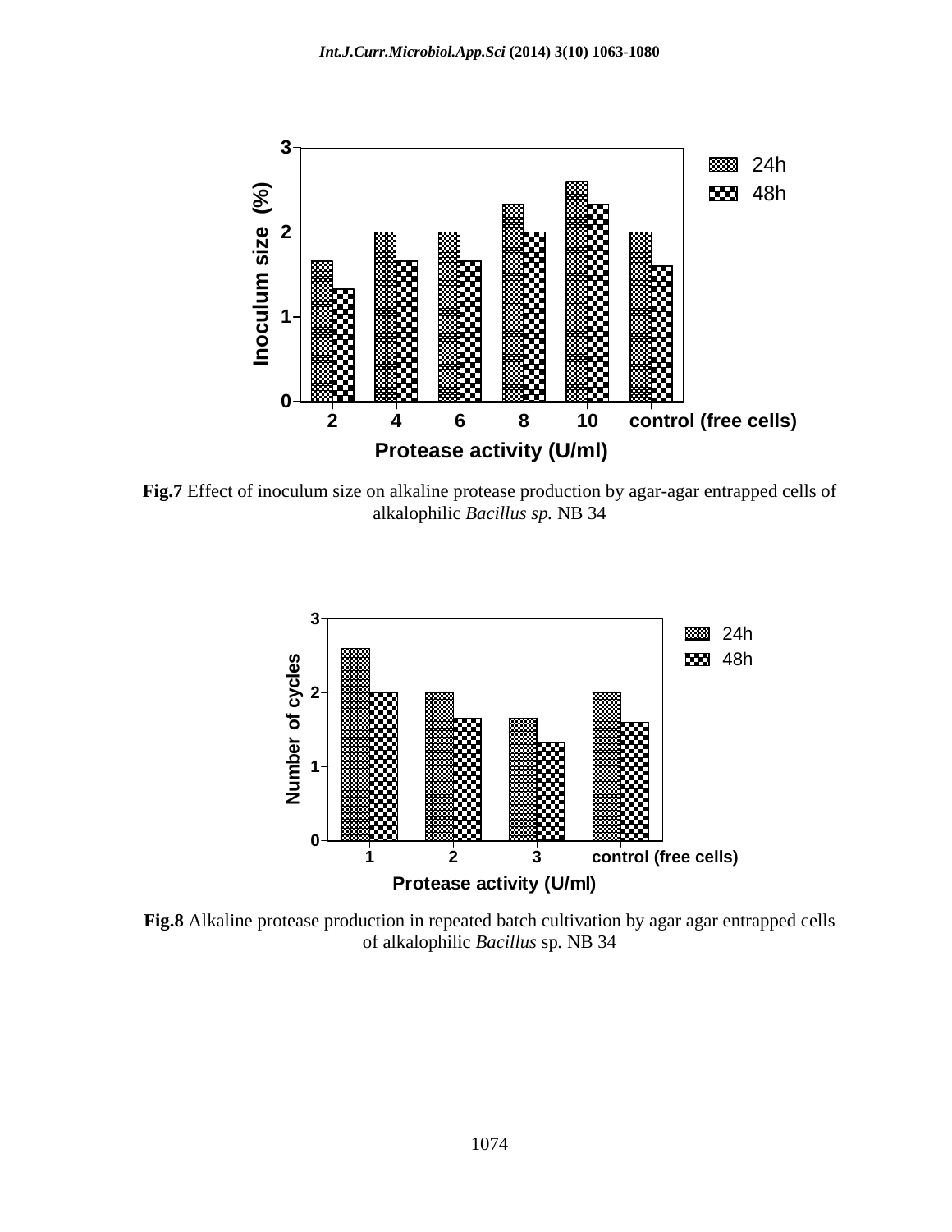Fig.7 Effect of inoculum size on alkaline protease production by agar-agar entrapped cells of alkalophilic *Bacillus sp.* NB 34

Fig.8 Alkaline protease production in repeated batch cultivation by agar agar entrapped cells of alkalophilic *Bacillus* sp. NB 34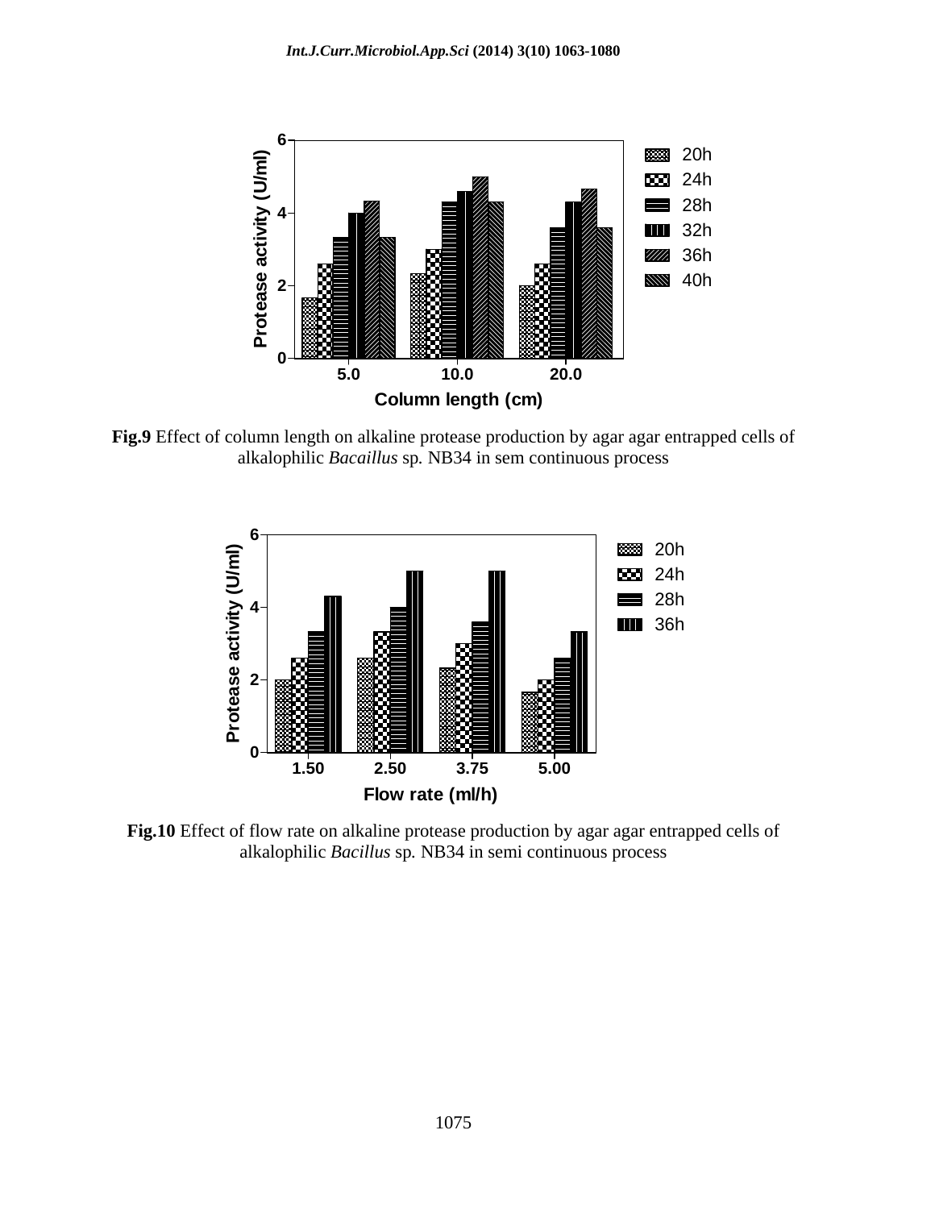**Fig.9** Effect of column length on alkaline protease production by agar agar entrapped cells of alkalophilic *Bacaillus* sp. NB34 in sem continuous process

**Fig.10** Effect of flow rate on alkaline protease production by agar agar entrapped cells of alkalophilic *Bacillus* sp. NB34 in semi continuous process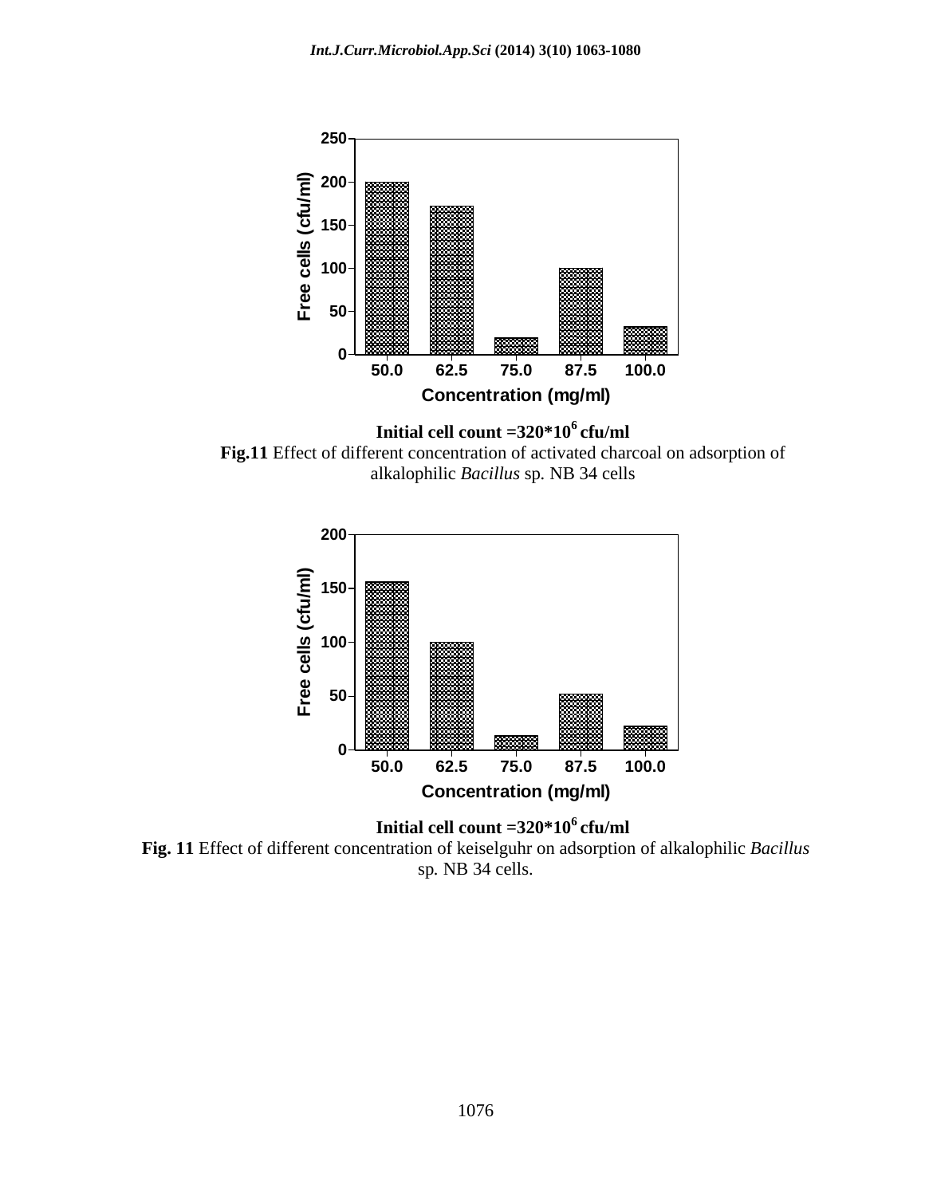Initial cell count = $320*10^6$ cfu/ml

**Fig.11** Effect of different concentration of activated charcoal on adsorption of alkalophilic *Bacillus* sp. NB 34 cells

Initial cell count = $320*10^6$ cfu/ml

**Fig. 11** Effect of different concentration of keiselguhr on adsorption of alkalophilic *Bacillus* sp. NB 34 cells.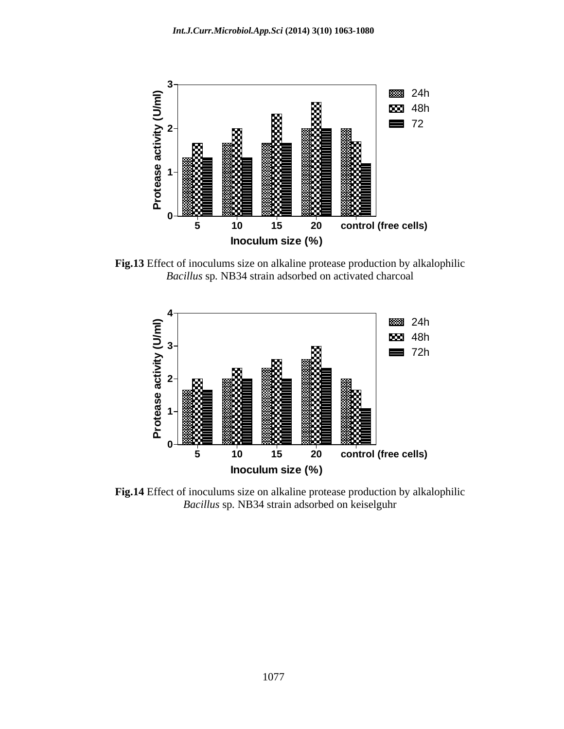**Fig.13** Effect of inoculums size on alkaline protease production by alkalophilic *Bacillus* sp. NB34 strain adsorbed on activated charcoal

**Fig.14** Effect of inoculums size on alkaline protease production by alkalophilic *Bacillus* sp. NB34 strain adsorbed on keiselguhr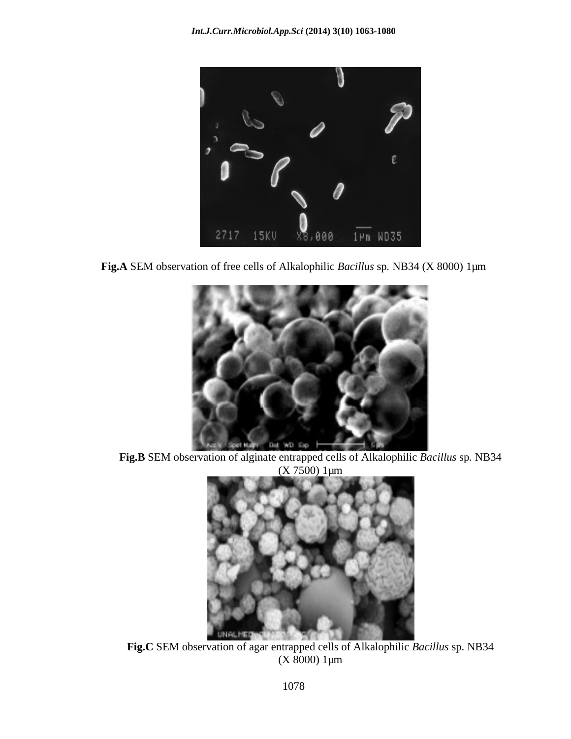**Fig.A** SEM observation of free cells of Alkalophilic *Bacillus* sp. NB34 (X 8000) 1μm

**Fig.B** SEM observation of alginate entrapped cells of Alkalophilic *Bacillus* sp. NB34 (X 7500) 1μm

**Fig.C** SEM observation of agar entrapped cells of Alkalophilic *Bacillus* sp. NB34 (X 8000) 1μm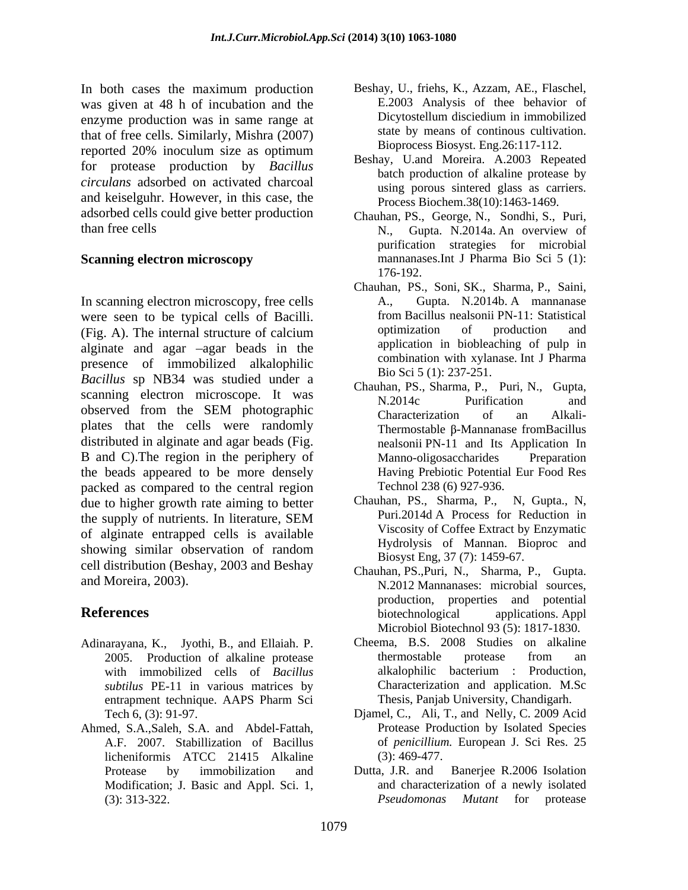In both cases the maximum production was given at 48 h of incubation and the enzyme production was in same range at that of free cells. Similarly, Mishra (2007) reported 20% inoculum size as optimum for protease production by *Bacillus circulans* adsorbed on activated charcoal and keiselguhr. However, in this case, the adsorbed cells could give better production than free cells

### Scanning electron microscopy

In scanning electron microscopy, free cells were seen to be typical cells of Bacilli. (Fig. A). The internal structure of calcium alginate and agar –agar beads in the presence of immobilized alkalophilic *Bacillus* sp NB34 was studied under a scanning electron microscope. It was observed from the SEM photographic plates that the cells were randomly distributed in alginate and agar beads (Fig. B and C).The region in the periphery of the beads appeared to be more densely packed as compared to the central region due to higher growth rate aiming to better the supply of nutrients. In literature, SEM of alginate entrapped cells is available showing similar observation of random cell distribution (Beshay, 2003 and Beshay and Moreira, 2003).

## References

Adinarayana, K., Jyothi, B., and Ellaiah. P. 2005. Production of alkaline protease with immobilized cells of *Bacillus subtilus* PE-11 in various matrices by entrapment technique. AAPS Pharm Sci Tech 6, (3): 91-97.

Ahmed, S.A.,Saleh, S.A. and Abdel-Fattah, A.F. 2007. Stabillization of Bacillus licheniformis ATCC 21415 Alkaline Protease by immobilization and Modification; J. Basic and Appl. Sci. 1, (3): 313-322.

Beshay, U., friehs, K., Azzam, AE., Flaschel, E.2003 Analysis of thee behavior of Dicytostellum disciedium in immobilized state by means of continous cultivation. Bioprocess Biosyst. Eng.26:117-112.

Beshay, U.and Moreira. A.2003 Repeated batch production of alkaline protease by using porous sintered glass as carriers. Process Biochem.38(10):1463-1469.

Chauhan, PS., George, N., Sondhi, S., Puri, N., Gupta. N.2014a. An overview of purification strategies for microbial mannanases.Int J Pharma Bio Sci 5 (1): 176-192.

Chauhan, PS., Soni, SK., Sharma, P., Saini, A., Gupta. N.2014b. A mannanase from Bacillus nealsonii PN-11: Statistical optimization of production and application in biobleaching of pulp in combination with xylanase. Int J Pharma Bio Sci 5 (1): 237-251.

Chauhan, PS., Sharma, P., Puri, N., Gupta, N.2014c Purification and Characterization of an Alkali-Thermostable β-Mannanase fromBacillus nealsonii PN-11 and Its Application In Manno-oligosaccharides Preparation Having Prebiotic Potential Eur Food Res Technol 238 (6) 927-936.

Chauhan, PS., Sharma, P., N, Gupta., N, Puri.2014d A Process for Reduction in Viscosity of Coffee Extract by Enzymatic Hydrolysis of Mannan. Bioproc and Biosyst Eng, 37 (7): 1459-67.

Chauhan, PS.,Puri, N., Sharma, P., Gupta. N.2012 Mannanases: microbial sources, production, properties and potential biotechnological applications. Appl Microbiol Biotechnol 93 (5): 1817-1830.

Cheema, B.S. 2008 Studies on alkaline thermostable protease from an alkalophilic bacterium : Production, Characterization and application. M.Sc Thesis, Panjab University, Chandigarh.

Djamel, C., Ali, T., and Nelly, C. 2009 Acid Protease Production by Isolated Species of *penicillium.* European J. Sci Res. 25 (3): 469-477.

Dutta, J.R. and Banerjee R.2006 Isolation and characterization of a newly isolated *Pseudomonas Mutant* for protease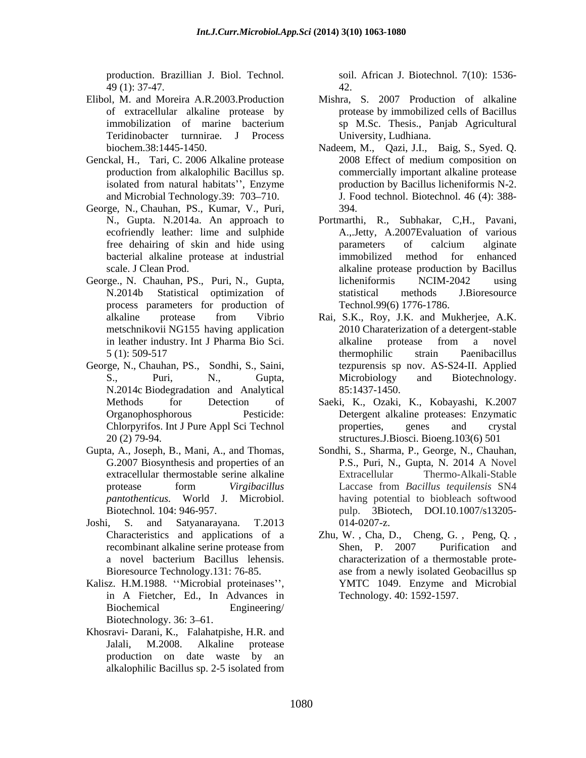production. Brazillian J. Biol. Technol. 49 (1): 37-47.

Elibol, M. and Moreira A.R.2003.Production of extracellular alkaline protease by immobilization of marine bacterium Teridinobacter turnnirae. J Process biochem.38:1445-1450.

Genckal, H., Tari, C. 2006 Alkaline protease production from alkalophilic Bacillus sp. isolated from natural habitats'', Enzyme and Microbial Technology.39: 703–710.

George, N., Chauhan, PS., Kumar, V., Puri, N., Gupta. N.2014a. An approach to ecofriendly leather: lime and sulphide free dehairing of skin and hide using bacterial alkaline protease at industrial scale. J Clean Prod.

George., N. Chauhan, PS., Puri, N., Gupta, N.2014b Statistical optimization of process parameters for production of alkaline protease from Vibrio metschnikovii NG155 having application in leather industry. Int J Pharma Bio Sci. 5 (1): 509-517

George, N., Chauhan, PS., Sondhi, S., Saini, S., Puri, N., Gupta, N.2014c Biodegradation and Analytical Methods for Detection of Organophosphorous Pesticide: Chlorpyrifos. Int J Pure Appl Sci Technol 20 (2) 79-94.

Gupta, A., Joseph, B., Mani, A., and Thomas, G.2007 Biosynthesis and properties of an extracellular thermostable serine alkaline protease form *Virgibacillus pantothenticus*. World J. Microbiol. Biotechnol. 104: 946-957.

Joshi, S. and Satyanarayana. T.2013 Characteristics and applications of a recombinant alkaline serine protease from a novel bacterium Bacillus lehensis. Bioresource Technology.131: 76-85.

Kalisz. H.M.1988. ''Microbial proteinases'', in A Fietcher, Ed., In Advances in Biochemical Engineering/ Biotechnology. 36: 3–61.

Khosravi- Darani, K., Falahatpishe, H.R. and Jalali, M.2008. Alkaline protease production on date waste by an alkalophilic Bacillus sp. 2-5 isolated from soil. African J. Biotechnol. 7(10): 1536-42.

Mishra, S. 2007 Production of alkaline protease by immobilized cells of Bacillus sp M.Sc. Thesis., Panjab Agricultural University, Ludhiana.

Nadeem, M., Qazi, J.I., Baig, S., Syed. Q. 2008 Effect of medium composition on commercially important alkaline protease production by Bacillus licheniformis N-2. J. Food technol. Biotechnol. 46 (4): 388-394.

Portmarthi, R., Subhakar, C,H., Pavani, A.,.Jetty, A.2007Evaluation of various parameters of calcium alginate immobilized method for enhanced alkaline protease production by Bacillus licheniformis NCIM-2042 using statistical methods J.Bioresource Technol.99(6) 1776-1786.

Rai, S.K., Roy, J.K. and Mukherjee, A.K. 2010 Charaterization of a detergent-stable alkaline protease from a novel thermophilic strain Paenibacillus tezpurensis sp nov. AS-S24-II. Applied Microbiology and Biotechnology. 85:1437-1450.

Saeki, K., Ozaki, K., Kobayashi, K.2007 Detergent alkaline proteases: Enzymatic properties, genes and crystal structures.J.Biosci. Bioeng.103(6) 501

Sondhi, S., Sharma, P., George, N., Chauhan, P.S., Puri, N., Gupta, N. 2014 A Novel Extracellular Thermo-Alkali-Stable Laccase from *Bacillus tequilensis* SN4 having potential to biobleach softwood pulp. 3Biotech, DOI.10.1007/s13205-014-0207-z.

Zhu, W. , Cha, D., Cheng, G. , Peng, Q. , Shen, P. 2007 Purification and characterization of a thermostable protease from a newly isolated Geobacillus sp YMTC 1049. Enzyme and Microbial Technology. 40: 1592-1597.